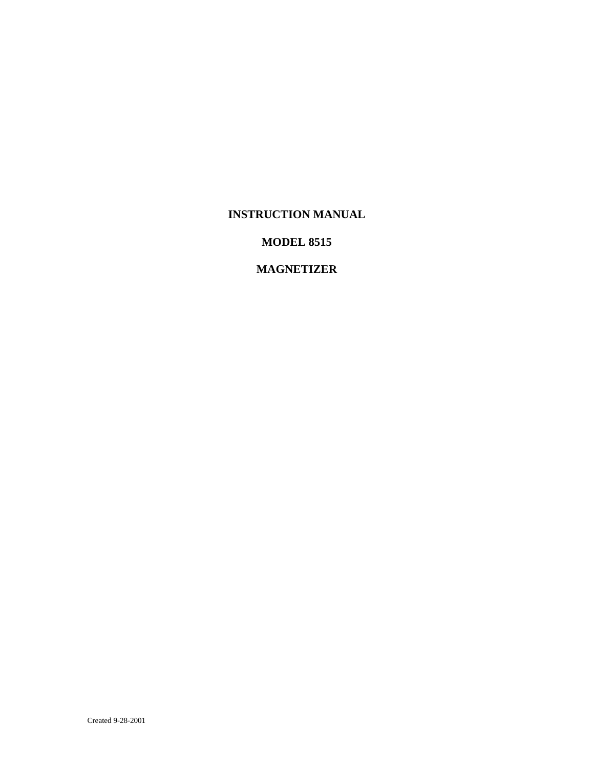# INSTRUCTION MANUAL

# MODEL 8515

# MAGNETIZER

Created 9-28-2001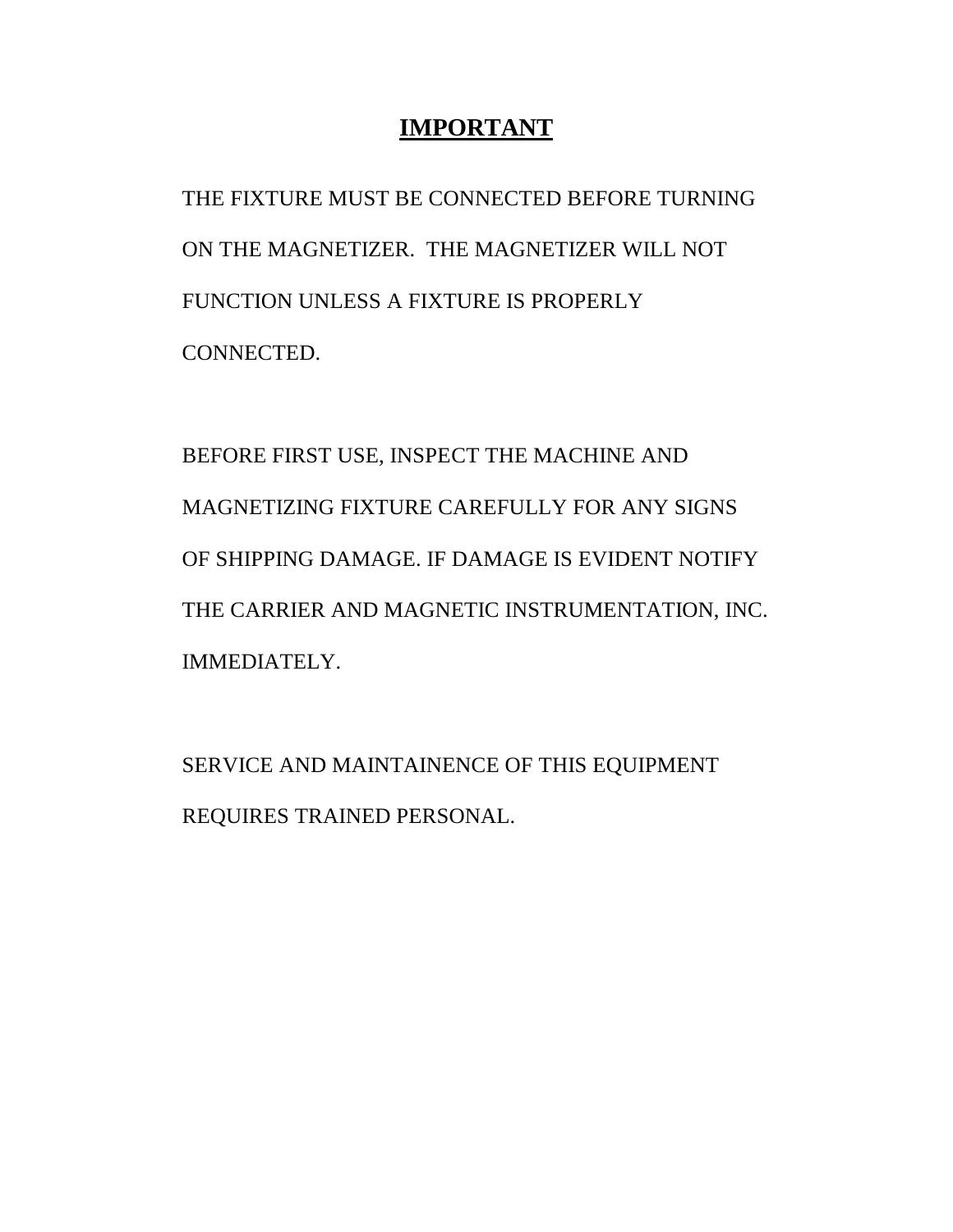# IMPORTANT

THE FIXTURE MUST BE CONNECTED BEFORE TURNING ON THE MAGNETIZER. THE MAGNETIZER WILL NOT FUNCTION UNLESS A FIXTURE IS PROPERLY CONNECTED.

BEFORE FIRST USE, INSPECT THE MACHINE AND MAGNETIZING FIXTURE CAREFULLY FOR ANY SIGNS OF SHIPPING DAMAGE. IF DAMAGE IS EVIDENT NOTIFY THE CARRIER AND MAGNETIC INSTRUMENTATION, INC. IMMEDIATELY.

SERVICE AND MAINTAINENCE OF THIS EQUIPMENT REQUIRES TRAINED PERSONAL.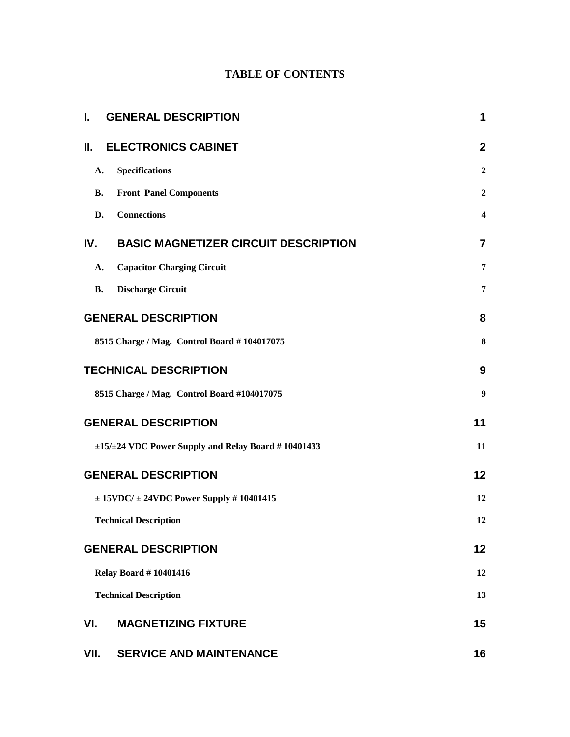# TABLE OF CONTENTS

| | | |
|---|---|---|
| **I.** | **GENERAL DESCRIPTION** | **1** |
| **II.** | **ELECTRONICS CABINET** | **2** |
| **A.** | **Specifications** | **2** |
| **B.** | **Front Panel Components** | **2** |
| **D.** | **Connections** | **4** |
| **IV.** | **BASIC MAGNETIZER CIRCUIT DESCRIPTION** | **7** |
| **A.** | **Capacitor Charging Circuit** | **7** |
| **B.** | **Discharge Circuit** | **7** |
| **GENERAL DESCRIPTION** | | **8** |
| **8515 Charge / Mag. Control Board # 104017075** | | **8** |
| **TECHNICAL DESCRIPTION** | | **9** |
| **8515 Charge / Mag. Control Board #104017075** | | **9** |
| **GENERAL DESCRIPTION** | | **11** |
| **±15/±24 VDC Power Supply and Relay Board # 10401433** | | **11** |
| **GENERAL DESCRIPTION** | | **12** |
| **± 15VDC/ ± 24VDC Power Supply # 10401415** | | **12** |
| **Technical Description** | | **12** |
| **GENERAL DESCRIPTION** | | **12** |
| **Relay Board # 10401416** | | **12** |
| **Technical Description** | | **13** |
| **VI.** | **MAGNETIZING FIXTURE** | **15** |
| **VII.** | **SERVICE AND MAINTENANCE** | **16** |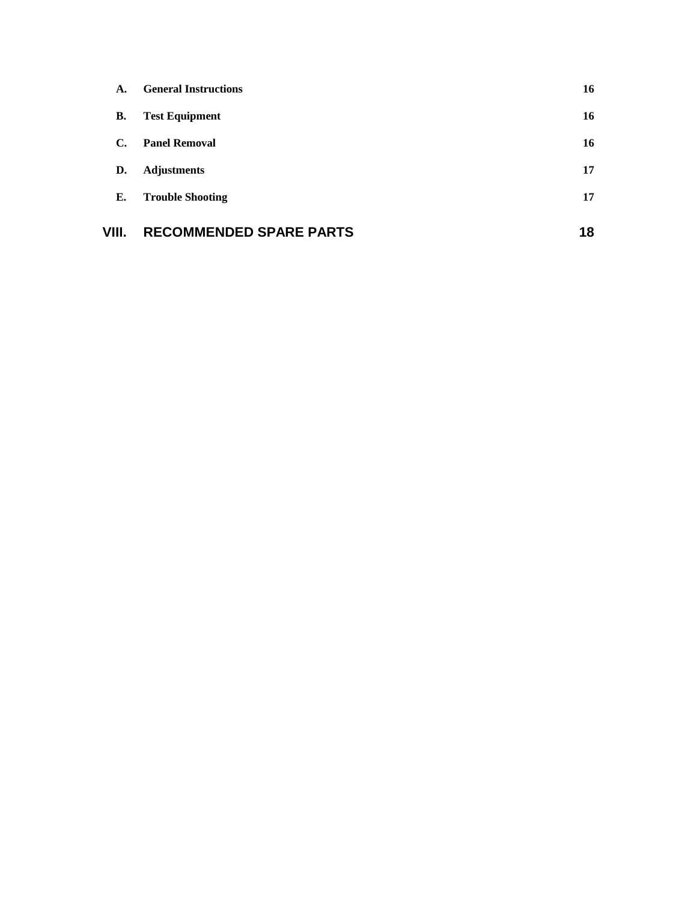| | | |
|---|---|---|
| **A.** | **General Instructions** | **16** |
| **B.** | **Test Equipment** | **16** |
| **C.** | **Panel Removal** | **16** |
| **D.** | **Adjustments** | **17** |
| **E.** | **Trouble Shooting** | **17** |
| **VIII.** | **RECOMMENDED SPARE PARTS** | **18** |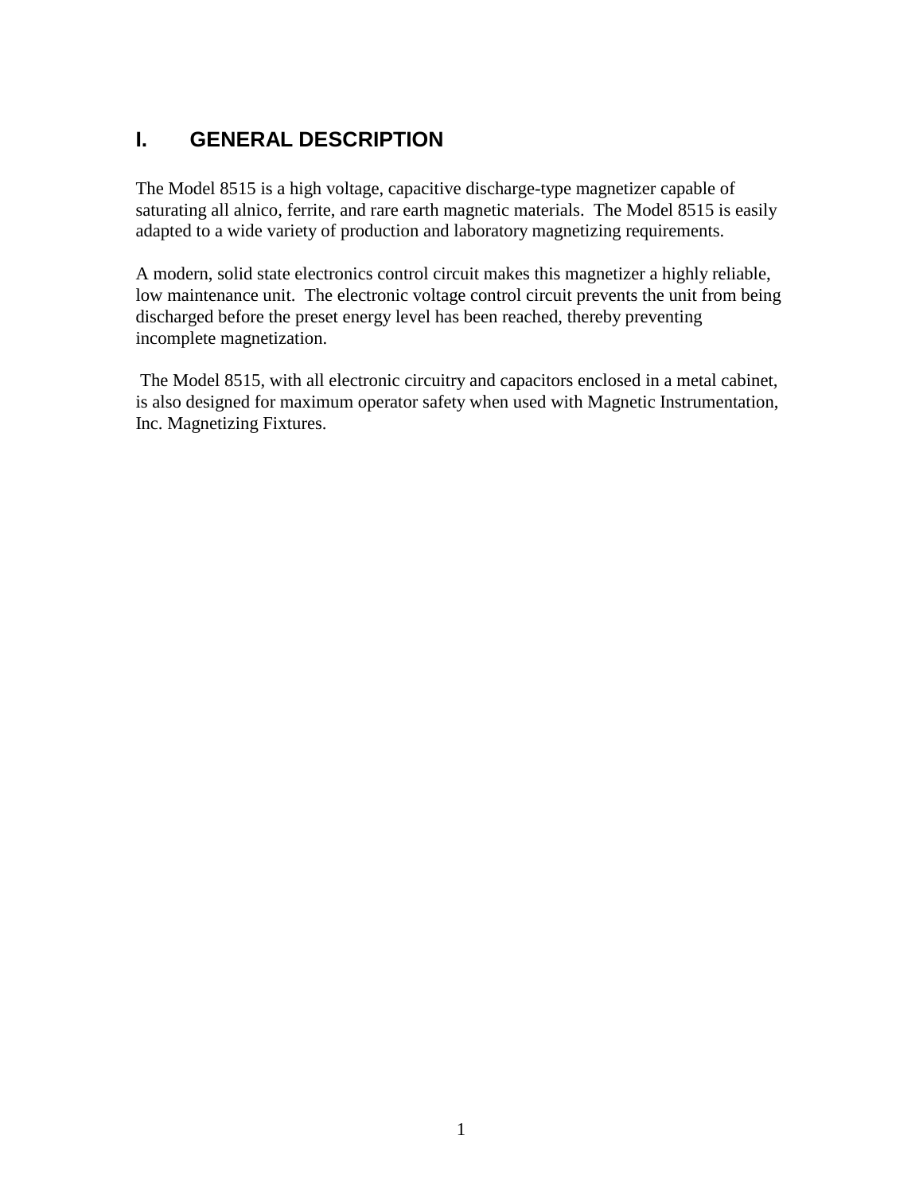# I. GENERAL DESCRIPTION

The Model 8515 is a high voltage, capacitive discharge-type magnetizer capable of saturating all alnico, ferrite, and rare earth magnetic materials. The Model 8515 is easily adapted to a wide variety of production and laboratory magnetizing requirements.

A modern, solid state electronics control circuit makes this magnetizer a highly reliable, low maintenance unit. The electronic voltage control circuit prevents the unit from being discharged before the preset energy level has been reached, thereby preventing incomplete magnetization.

The Model 8515, with all electronic circuitry and capacitors enclosed in a metal cabinet, is also designed for maximum operator safety when used with Magnetic Instrumentation, Inc. Magnetizing Fixtures.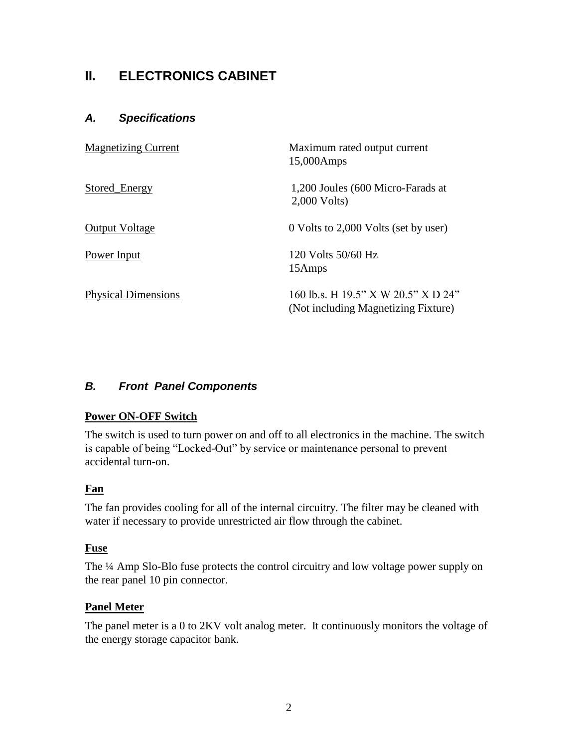# II. ELECTRONICS CABINET

## *A. Specifications*

| | |
|---|---|
| Magnetizing Current | Maximum rated output current 15,000Amps |
| Stored_Energy | 1,200 Joules (600 Micro-Farads at 2,000 Volts) |
| Output Voltage | 0 Volts to 2,000 Volts (set by user) |
| Power Input | 120 Volts 50/60 Hz 15Amps |
| Physical Dimensions | 160 lb.s. H 19.5" X W 20.5" X D 24" (Not including Magnetizing Fixture) |

## *B. Front Panel Components*

**Power ON-OFF Switch**

The switch is used to turn power on and off to all electronics in the machine. The switch is capable of being "Locked-Out" by service or maintenance personal to prevent accidental turn-on.

**Fan**

The fan provides cooling for all of the internal circuitry. The filter may be cleaned with water if necessary to provide unrestricted air flow through the cabinet.

**Fuse**

The ¼ Amp Slo-Blo fuse protects the control circuitry and low voltage power supply on the rear panel 10 pin connector.

**Panel Meter**

The panel meter is a 0 to 2KV volt analog meter. It continuously monitors the voltage of the energy storage capacitor bank.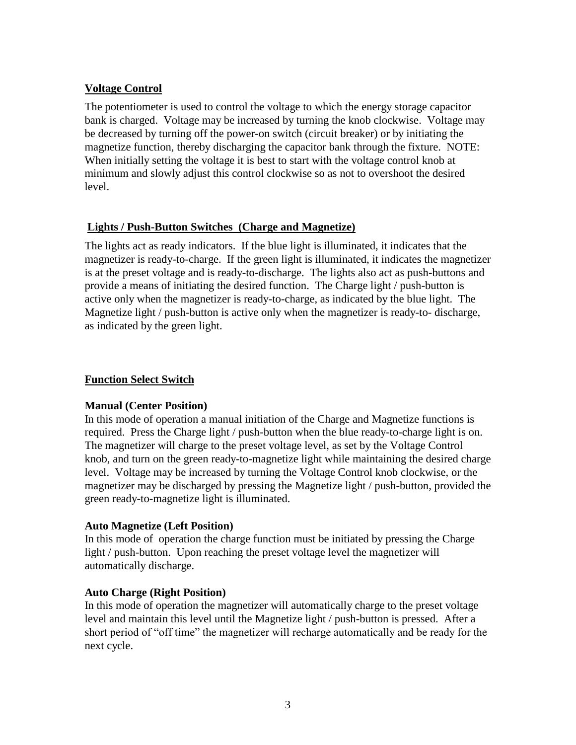## Voltage Control

The potentiometer is used to control the voltage to which the energy storage capacitor bank is charged. Voltage may be increased by turning the knob clockwise. Voltage may be decreased by turning off the power-on switch (circuit breaker) or by initiating the magnetize function, thereby discharging the capacitor bank through the fixture. NOTE: When initially setting the voltage it is best to start with the voltage control knob at minimum and slowly adjust this control clockwise so as not to overshoot the desired level.

## Lights / Push-Button Switches (Charge and Magnetize)

The lights act as ready indicators. If the blue light is illuminated, it indicates that the magnetizer is ready-to-charge. If the green light is illuminated, it indicates the magnetizer is at the preset voltage and is ready-to-discharge. The lights also act as push-buttons and provide a means of initiating the desired function. The Charge light / push-button is active only when the magnetizer is ready-to-charge, as indicated by the blue light. The Magnetize light / push-button is active only when the magnetizer is ready-to- discharge, as indicated by the green light.

## Function Select Switch

### Manual (Center Position)

In this mode of operation a manual initiation of the Charge and Magnetize functions is required. Press the Charge light / push-button when the blue ready-to-charge light is on. The magnetizer will charge to the preset voltage level, as set by the Voltage Control knob, and turn on the green ready-to-magnetize light while maintaining the desired charge level. Voltage may be increased by turning the Voltage Control knob clockwise, or the magnetizer may be discharged by pressing the Magnetize light / push-button, provided the green ready-to-magnetize light is illuminated.

### Auto Magnetize (Left Position)

In this mode of operation the charge function must be initiated by pressing the Charge light / push-button. Upon reaching the preset voltage level the magnetizer will automatically discharge.

### Auto Charge (Right Position)

In this mode of operation the magnetizer will automatically charge to the preset voltage level and maintain this level until the Magnetize light / push-button is pressed. After a short period of "off time" the magnetizer will recharge automatically and be ready for the next cycle.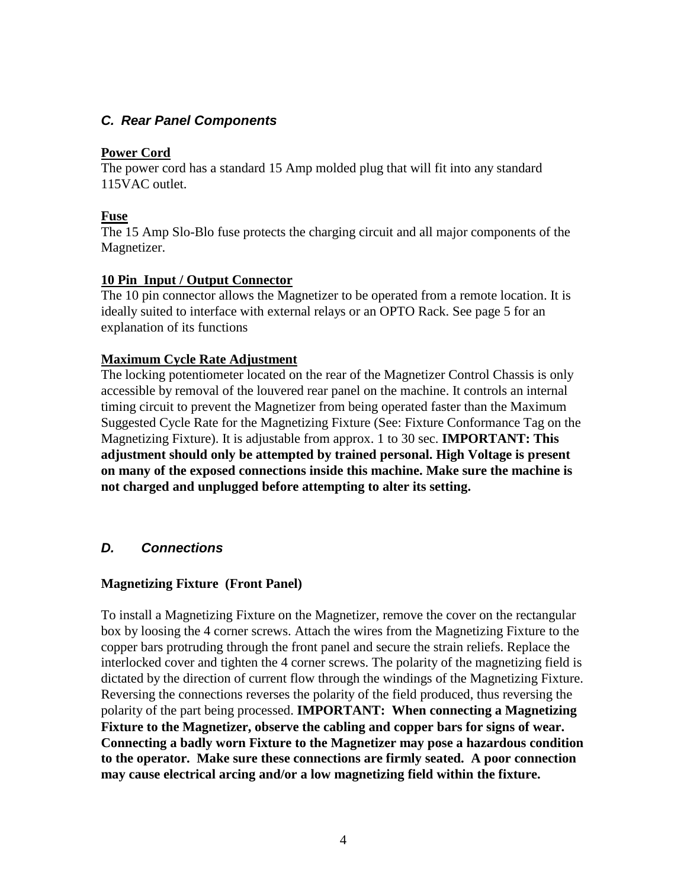### *C. Rear Panel Components*

**Power Cord**
The power cord has a standard 15 Amp molded plug that will fit into any standard 115VAC outlet.

**Fuse**
The 15 Amp Slo-Blo fuse protects the charging circuit and all major components of the Magnetizer.

**10 Pin Input / Output Connector**
The 10 pin connector allows the Magnetizer to be operated from a remote location. It is ideally suited to interface with external relays or an OPTO Rack. See page 5 for an explanation of its functions

**Maximum Cycle Rate Adjustment**
The locking potentiometer located on the rear of the Magnetizer Control Chassis is only accessible by removal of the louvered rear panel on the machine. It controls an internal timing circuit to prevent the Magnetizer from being operated faster than the Maximum Suggested Cycle Rate for the Magnetizing Fixture (See: Fixture Conformance Tag on the Magnetizing Fixture). It is adjustable from approx. 1 to 30 sec. **IMPORTANT: This adjustment should only be attempted by trained personal. High Voltage is present on many of the exposed connections inside this machine. Make sure the machine is not charged and unplugged before attempting to alter its setting.**

### *D. Connections*

**Magnetizing Fixture (Front Panel)**

To install a Magnetizing Fixture on the Magnetizer, remove the cover on the rectangular box by loosing the 4 corner screws. Attach the wires from the Magnetizing Fixture to the copper bars protruding through the front panel and secure the strain reliefs. Replace the interlocked cover and tighten the 4 corner screws. The polarity of the magnetizing field is dictated by the direction of current flow through the windings of the Magnetizing Fixture. Reversing the connections reverses the polarity of the field produced, thus reversing the polarity of the part being processed. **IMPORTANT: When connecting a Magnetizing Fixture to the Magnetizer, observe the cabling and copper bars for signs of wear. Connecting a badly worn Fixture to the Magnetizer may pose a hazardous condition to the operator. Make sure these connections are firmly seated. A poor connection may cause electrical arcing and/or a low magnetizing field within the fixture.**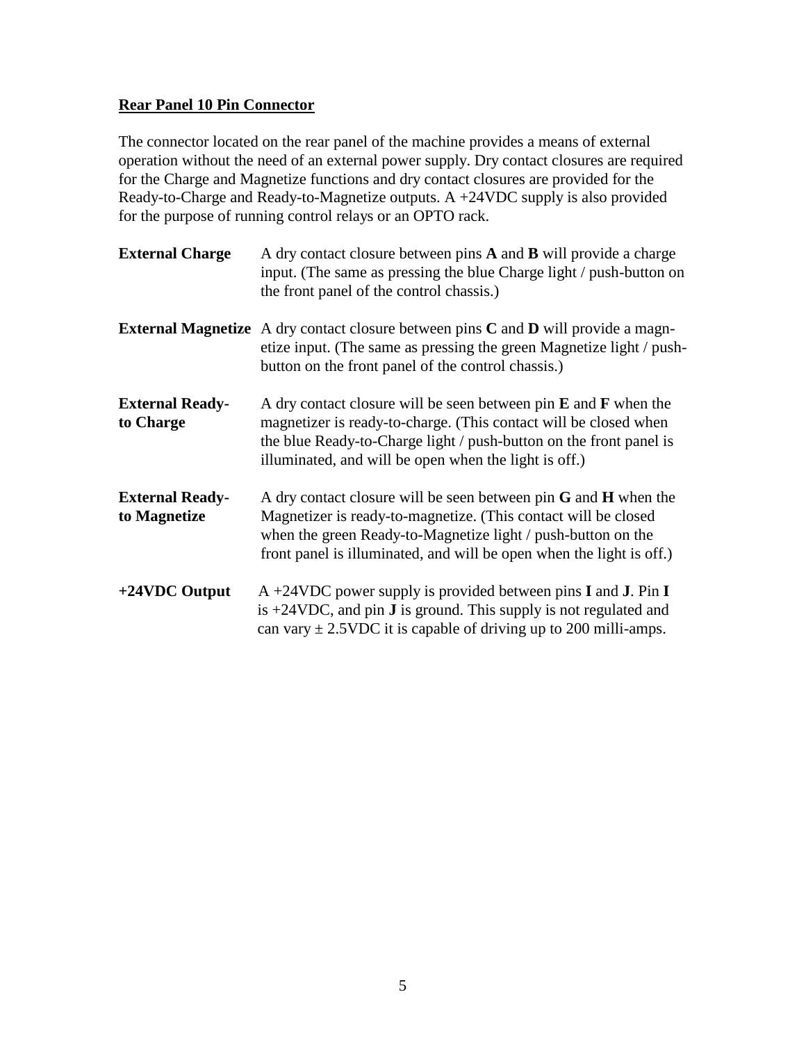**Rear Panel 10 Pin Connector**

The connector located on the rear panel of the machine provides a means of external operation without the need of an external power supply. Dry contact closures are required for the Charge and Magnetize functions and dry contact closures are provided for the Ready-to-Charge and Ready-to-Magnetize outputs. A +24VDC supply is also provided for the purpose of running control relays or an OPTO rack.

**External Charge** A dry contact closure between pins **A** and **B** will provide a charge input. (The same as pressing the blue Charge light / push-button on the front panel of the control chassis.)

**External Magnetize** A dry contact closure between pins **C** and **D** will provide a magnetize input. (The same as pressing the green Magnetize light / push-button on the front panel of the control chassis.)

**External Ready-to Charge** A dry contact closure will be seen between pin **E** and **F** when the magnetizer is ready-to-charge. (This contact will be closed when the blue Ready-to-Charge light / push-button on the front panel is illuminated, and will be open when the light is off.)

**External Ready-to Magnetize** A dry contact closure will be seen between pin **G** and **H** when the Magnetizer is ready-to-magnetize. (This contact will be closed when the green Ready-to-Magnetize light / push-button on the front panel is illuminated, and will be open when the light is off.)

**+24VDC Output** A +24VDC power supply is provided between pins **I** and **J**. Pin **I** is +24VDC, and pin **J** is ground. This supply is not regulated and can vary ± 2.5VDC it is capable of driving up to 200 milli-amps.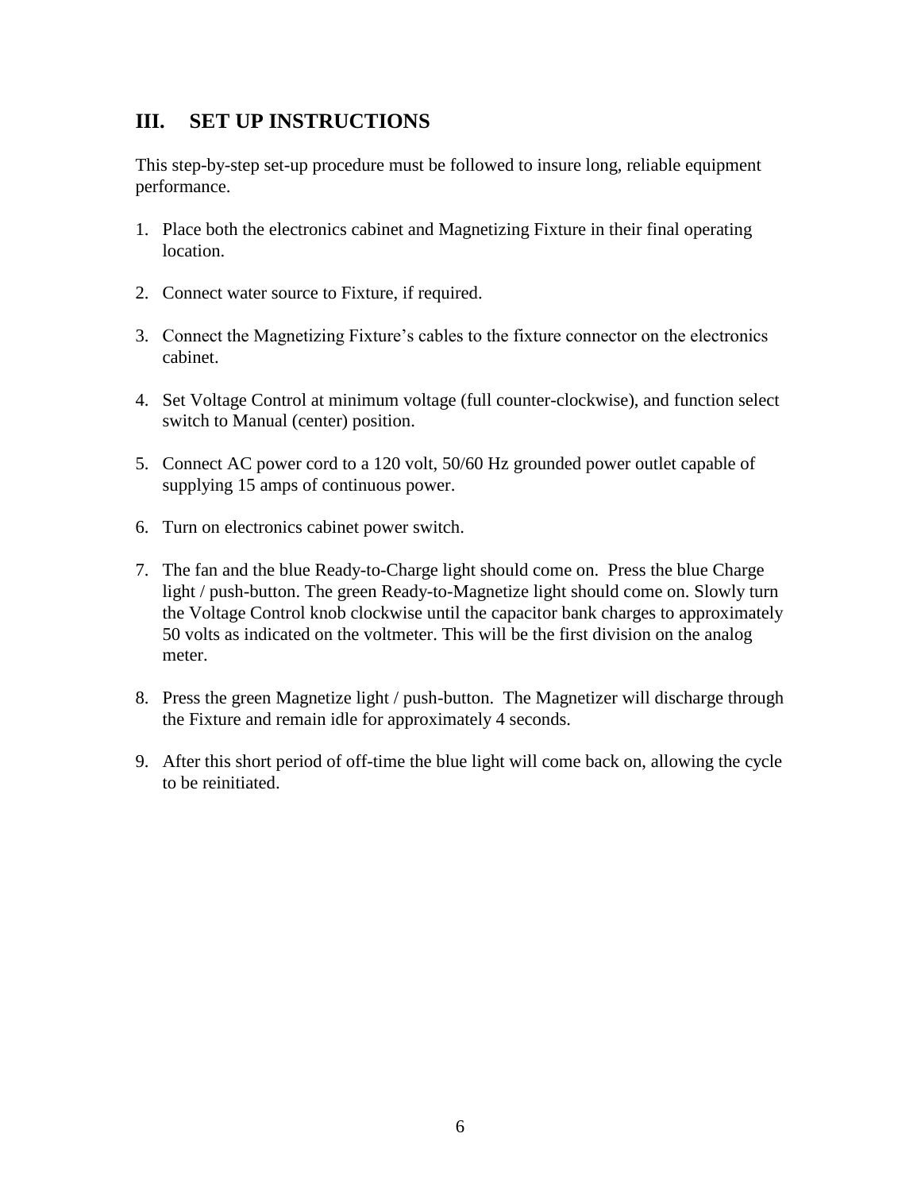## III. SET UP INSTRUCTIONS

This step-by-step set-up procedure must be followed to insure long, reliable equipment performance.

1. Place both the electronics cabinet and Magnetizing Fixture in their final operating location.

2. Connect water source to Fixture, if required.

3. Connect the Magnetizing Fixture's cables to the fixture connector on the electronics cabinet.

4. Set Voltage Control at minimum voltage (full counter-clockwise), and function select switch to Manual (center) position.

5. Connect AC power cord to a 120 volt, 50/60 Hz grounded power outlet capable of supplying 15 amps of continuous power.

6. Turn on electronics cabinet power switch.

7. The fan and the blue Ready-to-Charge light should come on. Press the blue Charge light / push-button. The green Ready-to-Magnetize light should come on. Slowly turn the Voltage Control knob clockwise until the capacitor bank charges to approximately 50 volts as indicated on the voltmeter. This will be the first division on the analog meter.

8. Press the green Magnetize light / push-button. The Magnetizer will discharge through the Fixture and remain idle for approximately 4 seconds.

9. After this short period of off-time the blue light will come back on, allowing the cycle to be reinitiated.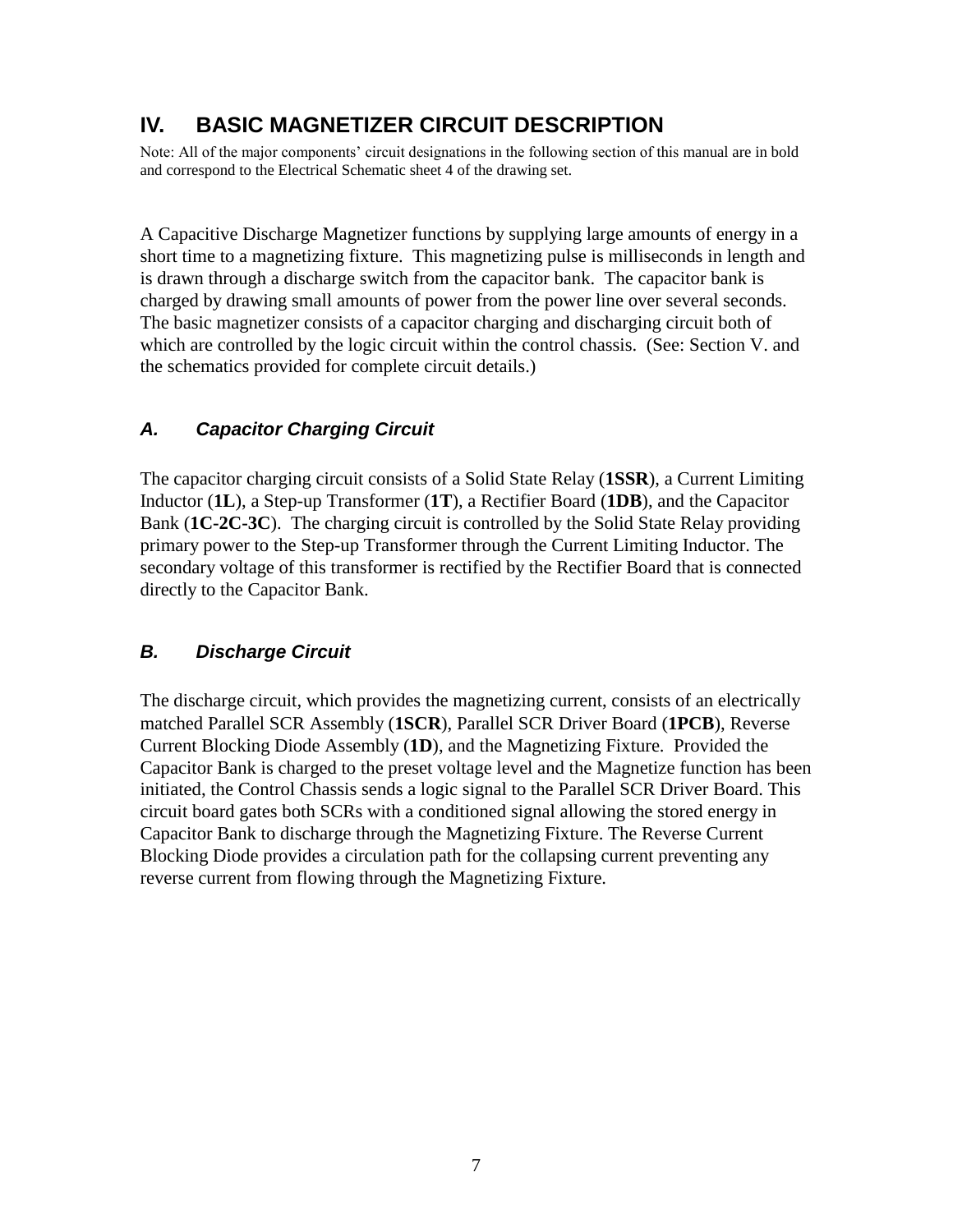# IV. BASIC MAGNETIZER CIRCUIT DESCRIPTION

Note: All of the major components' circuit designations in the following section of this manual are in bold and correspond to the Electrical Schematic sheet 4 of the drawing set.

A Capacitive Discharge Magnetizer functions by supplying large amounts of energy in a short time to a magnetizing fixture. This magnetizing pulse is milliseconds in length and is drawn through a discharge switch from the capacitor bank. The capacitor bank is charged by drawing small amounts of power from the power line over several seconds. The basic magnetizer consists of a capacitor charging and discharging circuit both of which are controlled by the logic circuit within the control chassis. (See: Section V. and the schematics provided for complete circuit details.)

## *A. Capacitor Charging Circuit*

The capacitor charging circuit consists of a Solid State Relay (**1SSR**), a Current Limiting Inductor (**1L**), a Step-up Transformer (**1T**), a Rectifier Board (**1DB**), and the Capacitor Bank (**1C-2C-3C**). The charging circuit is controlled by the Solid State Relay providing primary power to the Step-up Transformer through the Current Limiting Inductor. The secondary voltage of this transformer is rectified by the Rectifier Board that is connected directly to the Capacitor Bank.

## *B. Discharge Circuit*

The discharge circuit, which provides the magnetizing current, consists of an electrically matched Parallel SCR Assembly (**1SCR**), Parallel SCR Driver Board (**1PCB**), Reverse Current Blocking Diode Assembly (**1D**), and the Magnetizing Fixture. Provided the Capacitor Bank is charged to the preset voltage level and the Magnetize function has been initiated, the Control Chassis sends a logic signal to the Parallel SCR Driver Board. This circuit board gates both SCRs with a conditioned signal allowing the stored energy in Capacitor Bank to discharge through the Magnetizing Fixture. The Reverse Current Blocking Diode provides a circulation path for the collapsing current preventing any reverse current from flowing through the Magnetizing Fixture.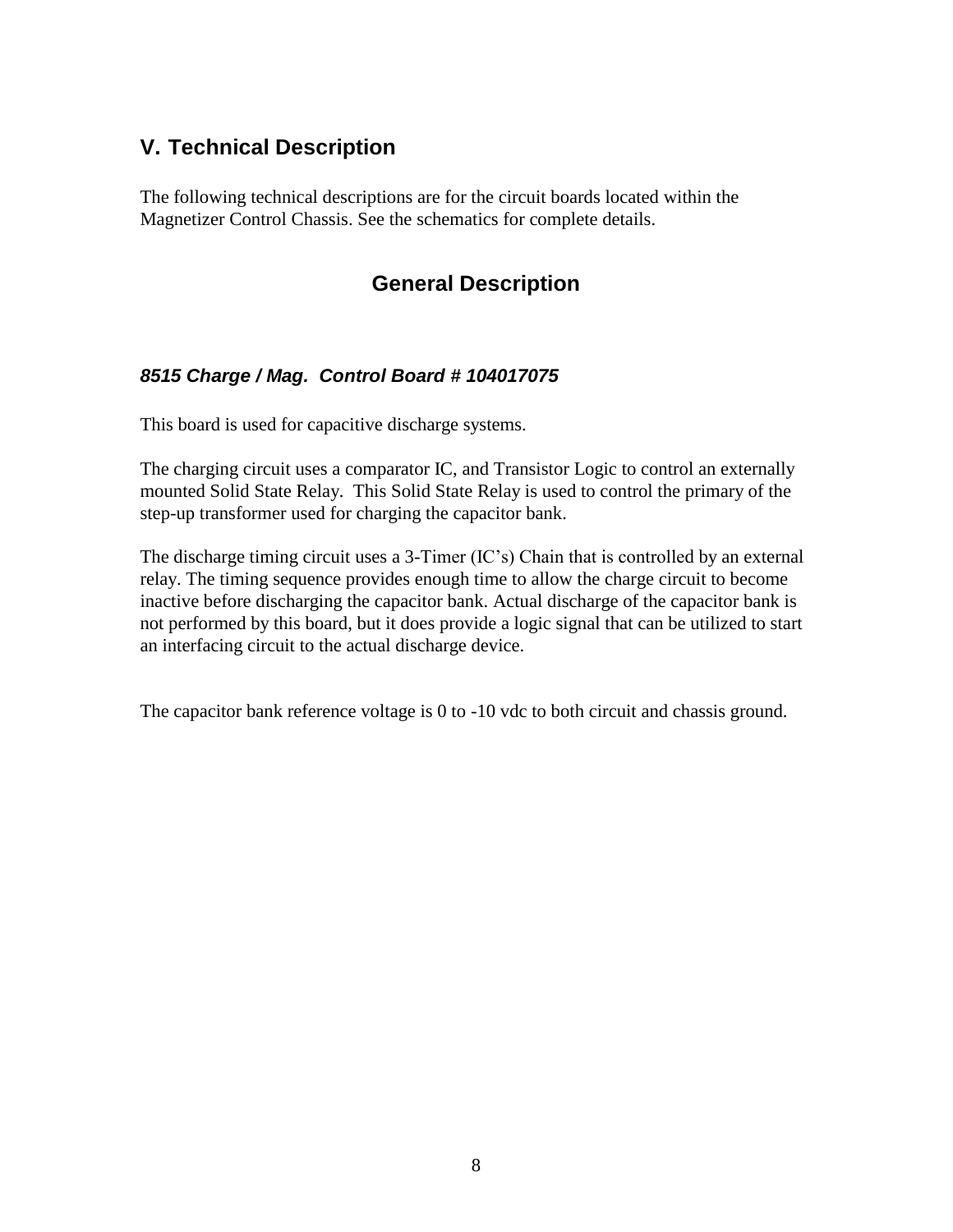## V. Technical Description

The following technical descriptions are for the circuit boards located within the Magnetizer Control Chassis. See the schematics for complete details.

## General Description

### *8515 Charge / Mag. Control Board # 104017075*

This board is used for capacitive discharge systems.

The charging circuit uses a comparator IC, and Transistor Logic to control an externally mounted Solid State Relay. This Solid State Relay is used to control the primary of the step-up transformer used for charging the capacitor bank.

The discharge timing circuit uses a 3-Timer (IC's) Chain that is controlled by an external relay. The timing sequence provides enough time to allow the charge circuit to become inactive before discharging the capacitor bank. Actual discharge of the capacitor bank is not performed by this board, but it does provide a logic signal that can be utilized to start an interfacing circuit to the actual discharge device.

The capacitor bank reference voltage is 0 to -10 vdc to both circuit and chassis ground.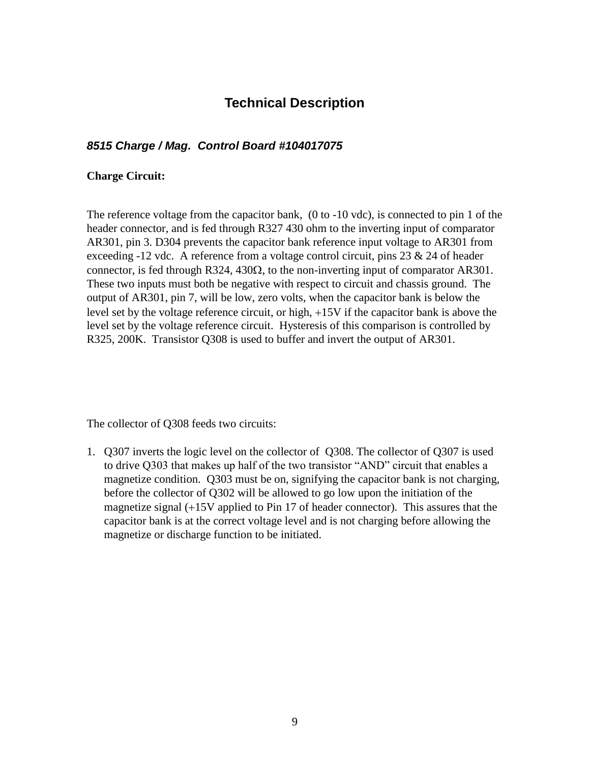## Technical Description

### *8515 Charge / Mag. Control Board #104017075*

**Charge Circuit:**

The reference voltage from the capacitor bank, (0 to -10 vdc), is connected to pin 1 of the header connector, and is fed through R327 430 ohm to the inverting input of comparator AR301, pin 3. D304 prevents the capacitor bank reference input voltage to AR301 from exceeding -12 vdc. A reference from a voltage control circuit, pins 23 & 24 of header connector, is fed through R324, 430Ω, to the non-inverting input of comparator AR301. These two inputs must both be negative with respect to circuit and chassis ground. The output of AR301, pin 7, will be low, zero volts, when the capacitor bank is below the level set by the voltage reference circuit, or high, +15V if the capacitor bank is above the level set by the voltage reference circuit. Hysteresis of this comparison is controlled by R325, 200K. Transistor Q308 is used to buffer and invert the output of AR301.

The collector of Q308 feeds two circuits:

1. Q307 inverts the logic level on the collector of Q308. The collector of Q307 is used to drive Q303 that makes up half of the two transistor "AND" circuit that enables a magnetize condition. Q303 must be on, signifying the capacitor bank is not charging, before the collector of Q302 will be allowed to go low upon the initiation of the magnetize signal (+15V applied to Pin 17 of header connector). This assures that the capacitor bank is at the correct voltage level and is not charging before allowing the magnetize or discharge function to be initiated.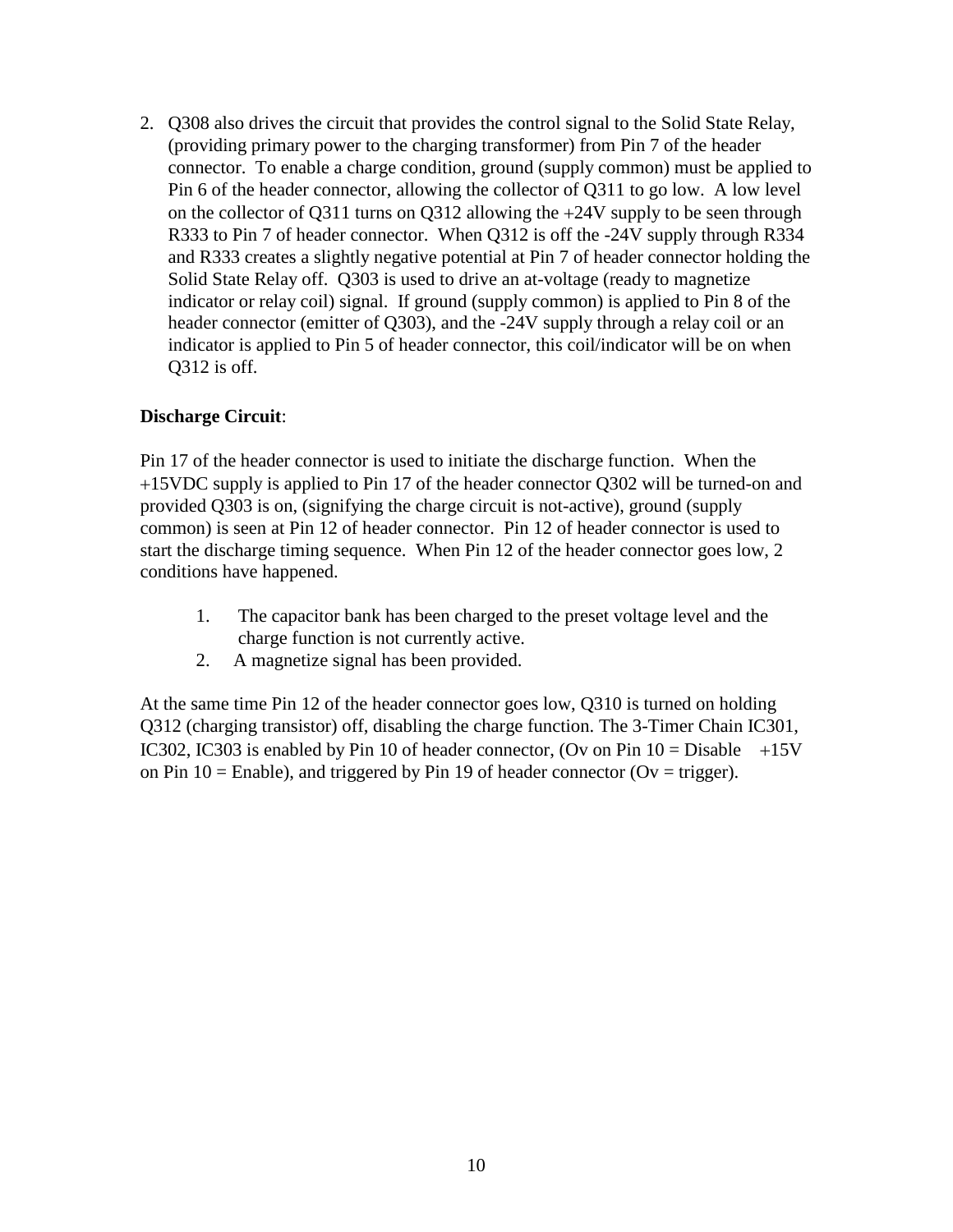2. Q308 also drives the circuit that provides the control signal to the Solid State Relay, (providing primary power to the charging transformer) from Pin 7 of the header connector. To enable a charge condition, ground (supply common) must be applied to Pin 6 of the header connector, allowing the collector of Q311 to go low. A low level on the collector of Q311 turns on Q312 allowing the +24V supply to be seen through R333 to Pin 7 of header connector. When Q312 is off the -24V supply through R334 and R333 creates a slightly negative potential at Pin 7 of header connector holding the Solid State Relay off. Q303 is used to drive an at-voltage (ready to magnetize indicator or relay coil) signal. If ground (supply common) is applied to Pin 8 of the header connector (emitter of Q303), and the -24V supply through a relay coil or an indicator is applied to Pin 5 of header connector, this coil/indicator will be on when Q312 is off.

**Discharge Circuit**:

Pin 17 of the header connector is used to initiate the discharge function. When the +15VDC supply is applied to Pin 17 of the header connector Q302 will be turned-on and provided Q303 is on, (signifying the charge circuit is not-active), ground (supply common) is seen at Pin 12 of header connector. Pin 12 of header connector is used to start the discharge timing sequence. When Pin 12 of the header connector goes low, 2 conditions have happened.

1. The capacitor bank has been charged to the preset voltage level and the charge function is not currently active.
2. A magnetize signal has been provided.

At the same time Pin 12 of the header connector goes low, Q310 is turned on holding Q312 (charging transistor) off, disabling the charge function. The 3-Timer Chain IC301, IC302, IC303 is enabled by Pin 10 of header connector, (Ov on Pin 10 = Disable +15V on Pin 10 = Enable), and triggered by Pin 19 of header connector (Ov = trigger).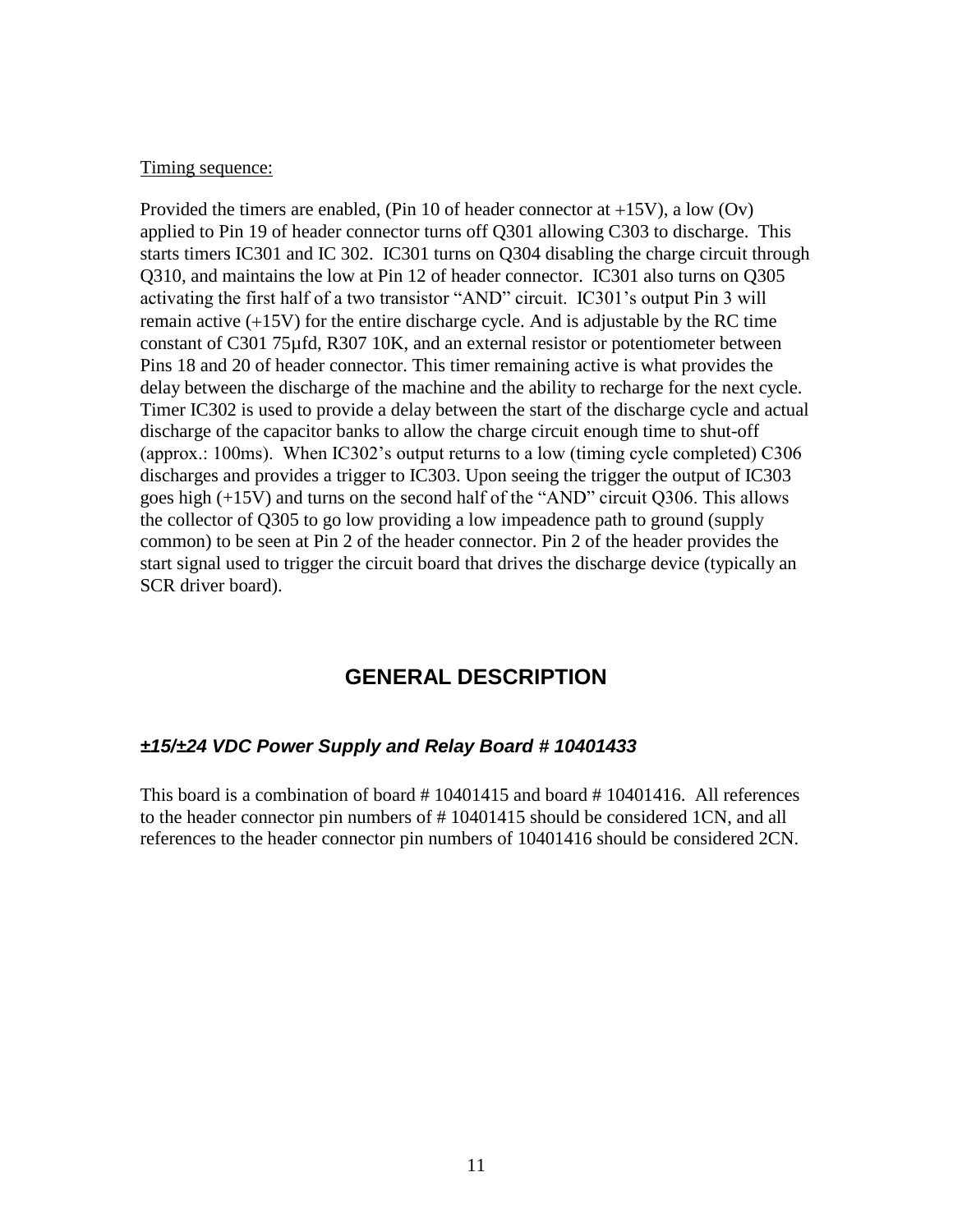Timing sequence:

Provided the timers are enabled, (Pin 10 of header connector at +15V), a low (Ov) applied to Pin 19 of header connector turns off Q301 allowing C303 to discharge. This starts timers IC301 and IC 302. IC301 turns on Q304 disabling the charge circuit through Q310, and maintains the low at Pin 12 of header connector. IC301 also turns on Q305 activating the first half of a two transistor "AND" circuit. IC301's output Pin 3 will remain active (+15V) for the entire discharge cycle. And is adjustable by the RC time constant of C301 75µfd, R307 10K, and an external resistor or potentiometer between Pins 18 and 20 of header connector. This timer remaining active is what provides the delay between the discharge of the machine and the ability to recharge for the next cycle. Timer IC302 is used to provide a delay between the start of the discharge cycle and actual discharge of the capacitor banks to allow the charge circuit enough time to shut-off (approx.: 100ms). When IC302's output returns to a low (timing cycle completed) C306 discharges and provides a trigger to IC303. Upon seeing the trigger the output of IC303 goes high (+15V) and turns on the second half of the "AND" circuit Q306. This allows the collector of Q305 to go low providing a low impeadence path to ground (supply common) to be seen at Pin 2 of the header connector. Pin 2 of the header provides the start signal used to trigger the circuit board that drives the discharge device (typically an SCR driver board).

# GENERAL DESCRIPTION

### *±15/±24 VDC Power Supply and Relay Board # 10401433*

This board is a combination of board # 10401415 and board # 10401416. All references to the header connector pin numbers of # 10401415 should be considered 1CN, and all references to the header connector pin numbers of 10401416 should be considered 2CN.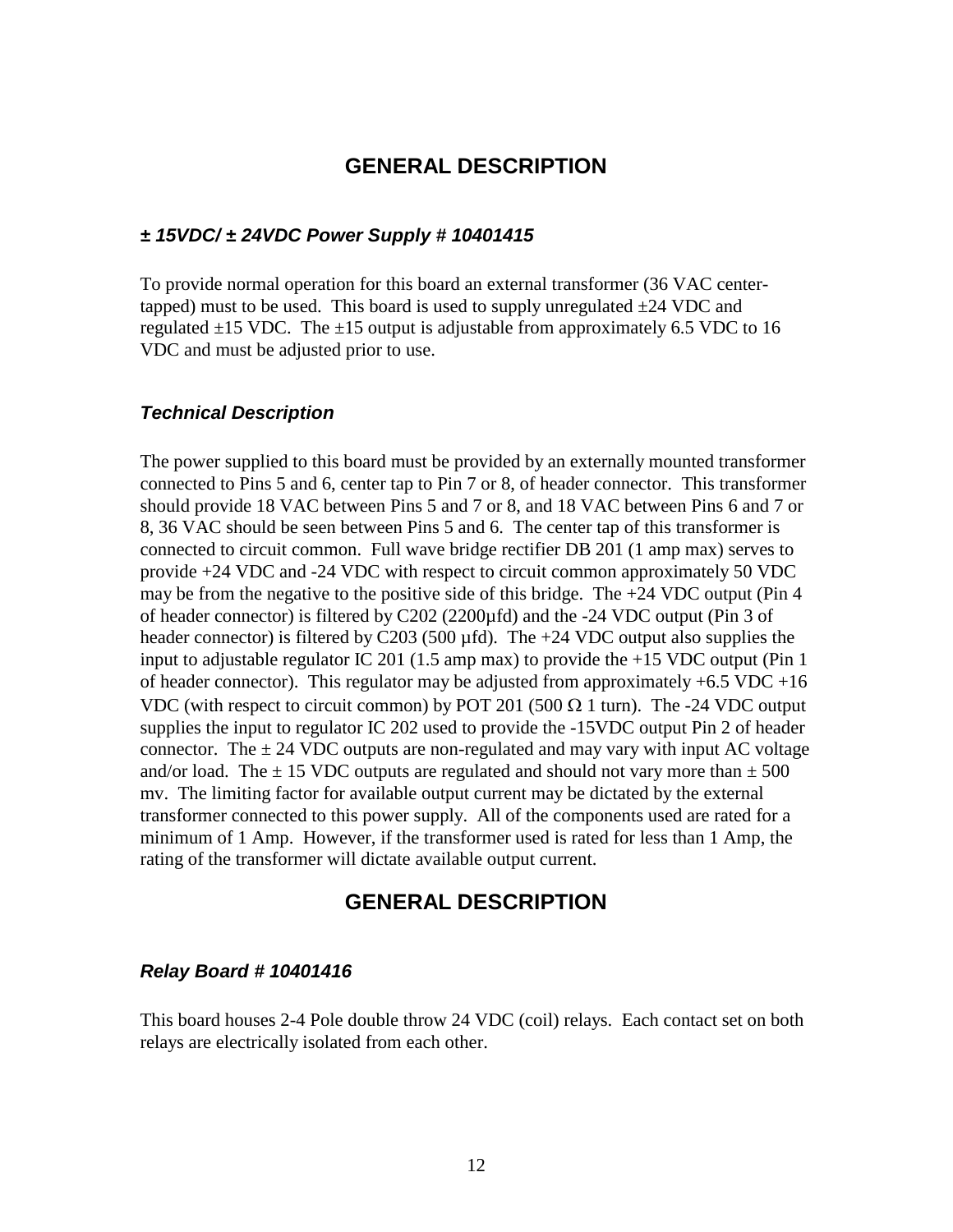## GENERAL DESCRIPTION

### *± 15VDC/ ± 24VDC Power Supply # 10401415*

To provide normal operation for this board an external transformer (36 VAC center-tapped) must to be used. This board is used to supply unregulated ±24 VDC and regulated ±15 VDC. The ±15 output is adjustable from approximately 6.5 VDC to 16 VDC and must be adjusted prior to use.

### *Technical Description*

The power supplied to this board must be provided by an externally mounted transformer connected to Pins 5 and 6, center tap to Pin 7 or 8, of header connector. This transformer should provide 18 VAC between Pins 5 and 7 or 8, and 18 VAC between Pins 6 and 7 or 8, 36 VAC should be seen between Pins 5 and 6. The center tap of this transformer is connected to circuit common. Full wave bridge rectifier DB 201 (1 amp max) serves to provide +24 VDC and -24 VDC with respect to circuit common approximately 50 VDC may be from the negative to the positive side of this bridge. The +24 VDC output (Pin 4 of header connector) is filtered by C202 (2200µfd) and the -24 VDC output (Pin 3 of header connector) is filtered by C203 (500 µfd). The +24 VDC output also supplies the input to adjustable regulator IC 201 (1.5 amp max) to provide the +15 VDC output (Pin 1 of header connector). This regulator may be adjusted from approximately +6.5 VDC +16 VDC (with respect to circuit common) by POT 201 (500 Ω 1 turn). The -24 VDC output supplies the input to regulator IC 202 used to provide the -15VDC output Pin 2 of header connector. The ± 24 VDC outputs are non-regulated and may vary with input AC voltage and/or load. The ± 15 VDC outputs are regulated and should not vary more than ± 500 mv. The limiting factor for available output current may be dictated by the external transformer connected to this power supply. All of the components used are rated for a minimum of 1 Amp. However, if the transformer used is rated for less than 1 Amp, the rating of the transformer will dictate available output current.

## GENERAL DESCRIPTION

### *Relay Board # 10401416*

This board houses 2-4 Pole double throw 24 VDC (coil) relays. Each contact set on both relays are electrically isolated from each other.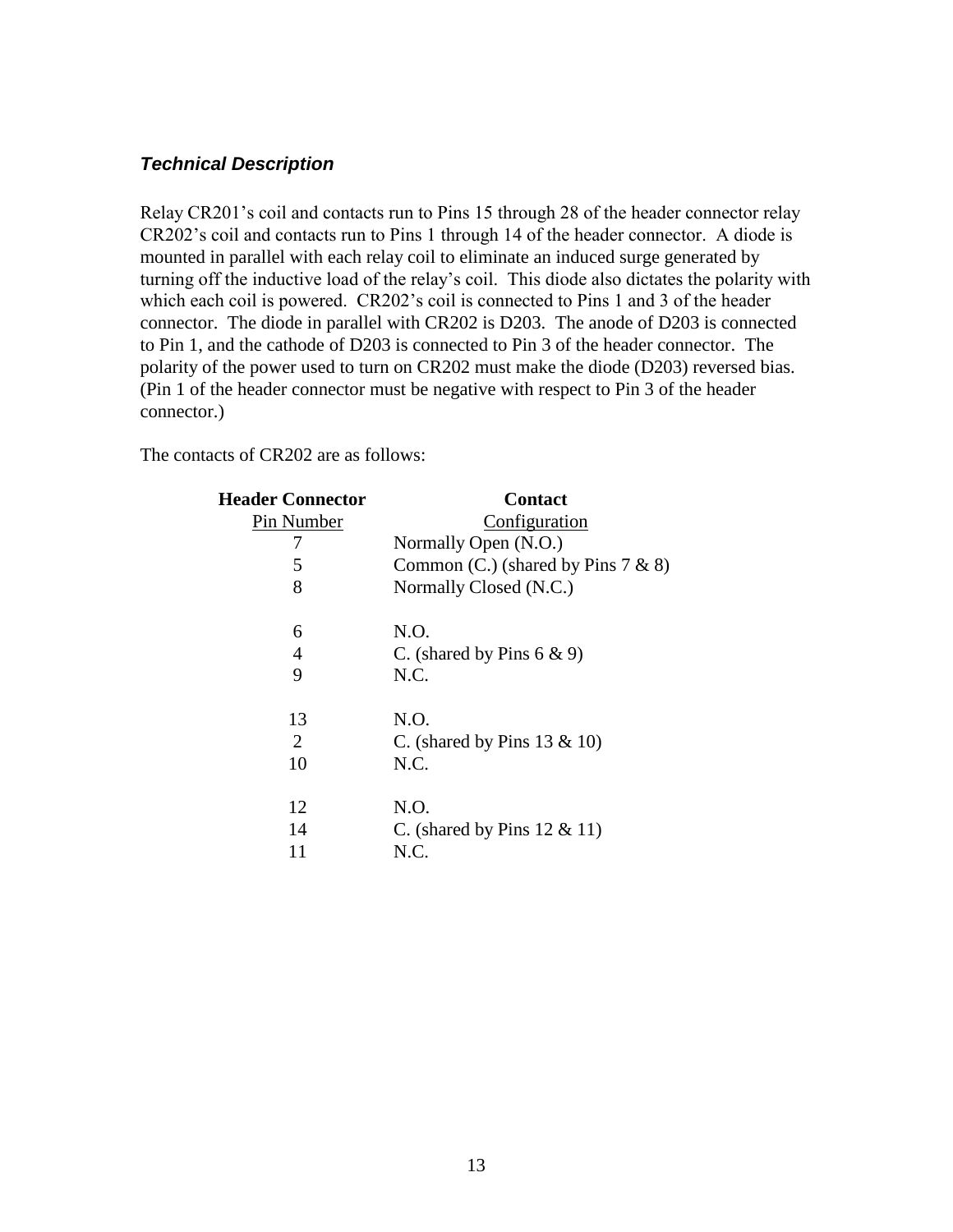### *Technical Description*

Relay CR201's coil and contacts run to Pins 15 through 28 of the header connector relay CR202's coil and contacts run to Pins 1 through 14 of the header connector. A diode is mounted in parallel with each relay coil to eliminate an induced surge generated by turning off the inductive load of the relay's coil. This diode also dictates the polarity with which each coil is powered. CR202's coil is connected to Pins 1 and 3 of the header connector. The diode in parallel with CR202 is D203. The anode of D203 is connected to Pin 1, and the cathode of D203 is connected to Pin 3 of the header connector. The polarity of the power used to turn on CR202 must make the diode (D203) reversed bias. (Pin 1 of the header connector must be negative with respect to Pin 3 of the header connector.)

The contacts of CR202 are as follows:

| **Header Connector** Pin Number | **Contact** Configuration |
|---|---|
| 7 | Normally Open (N.O.) |
| 5 | Common (C.) (shared by Pins 7 & 8) |
| 8 | Normally Closed (N.C.) |
| | |
| 6 | N.O. |
| 4 | C. (shared by Pins 6 & 9) |
| 9 | N.C. |
| | |
| 13 | N.O. |
| 2 | C. (shared by Pins 13 & 10) |
| 10 | N.C. |
| | |
| 12 | N.O. |
| 14 | C. (shared by Pins 12 & 11) |
| 11 | N.C. |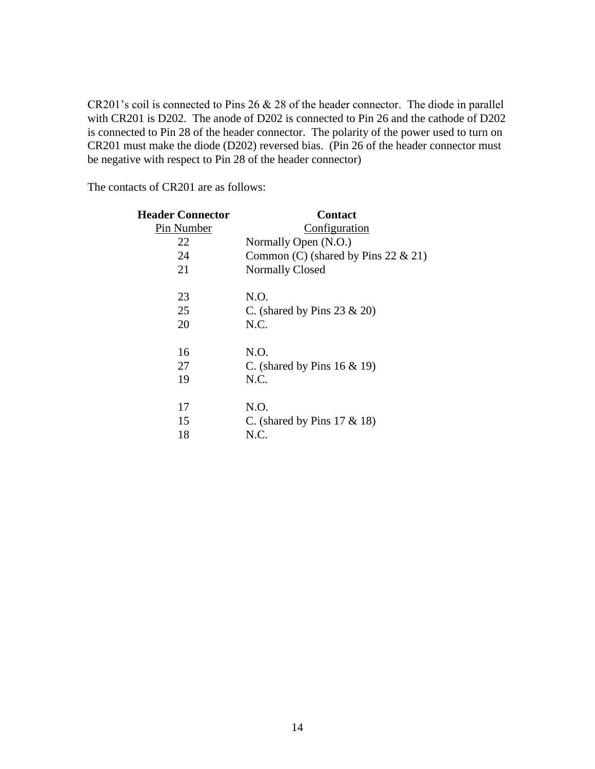CR201's coil is connected to Pins 26 & 28 of the header connector. The diode in parallel with CR201 is D202. The anode of D202 is connected to Pin 26 and the cathode of D202 is connected to Pin 28 of the header connector. The polarity of the power used to turn on CR201 must make the diode (D202) reversed bias. (Pin 26 of the header connector must be negative with respect to Pin 28 of the header connector)

The contacts of CR201 are as follows:

| **Header Connector**<br>Pin Number | **Contact**<br>Configuration |
|---|---|
| 22 | Normally Open (N.O.) |
| 24 | Common (C) (shared by Pins 22 & 21) |
| 21 | Normally Closed |
| | |
| 23 | N.O. |
| 25 | C. (shared by Pins 23 & 20) |
| 20 | N.C. |
| | |
| 16 | N.O. |
| 27 | C. (shared by Pins 16 & 19) |
| 19 | N.C. |
| | |
| 17 | N.O. |
| 15 | C. (shared by Pins 17 & 18) |
| 18 | N.C. |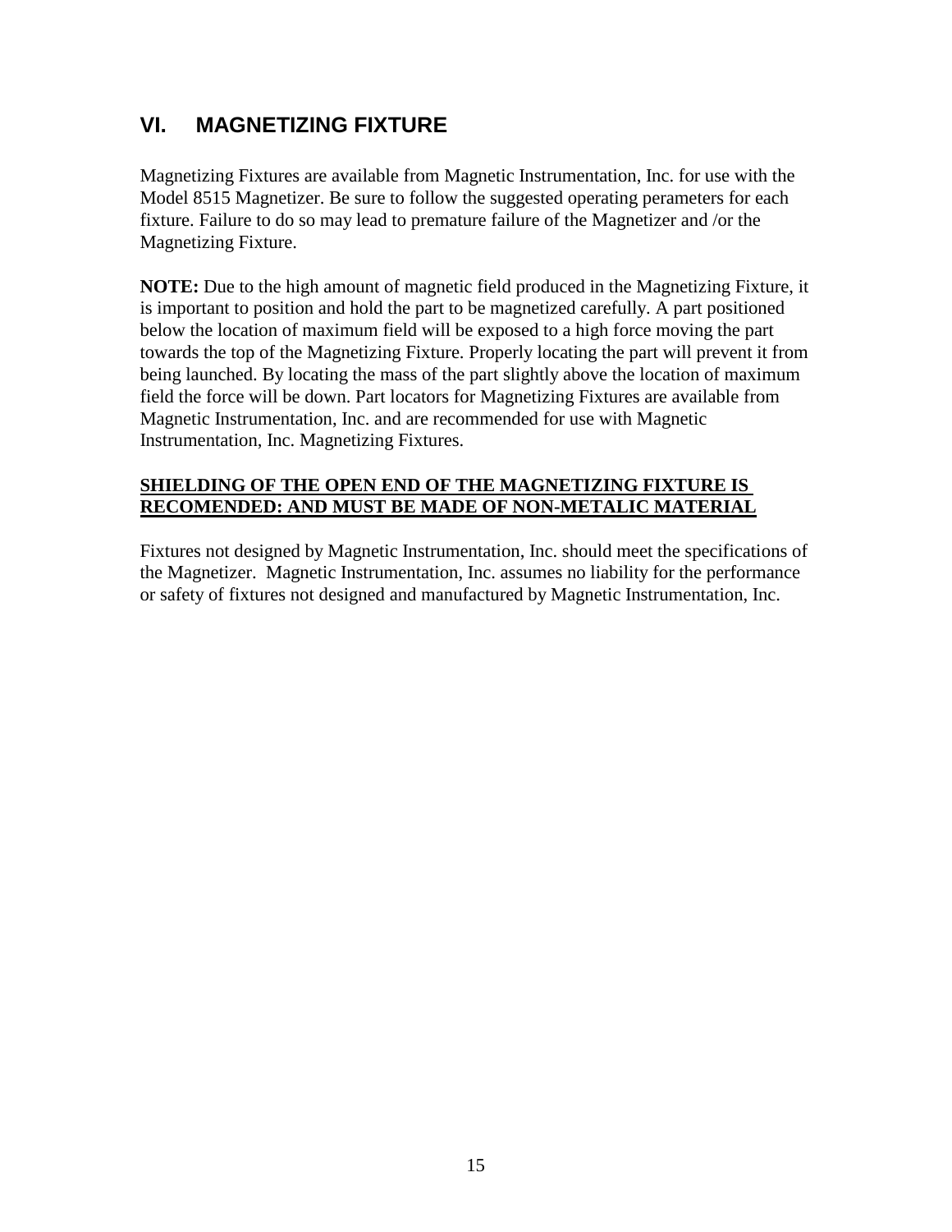## VI. MAGNETIZING FIXTURE

Magnetizing Fixtures are available from Magnetic Instrumentation, Inc. for use with the Model 8515 Magnetizer. Be sure to follow the suggested operating perameters for each fixture. Failure to do so may lead to premature failure of the Magnetizer and /or the Magnetizing Fixture.

**NOTE:** Due to the high amount of magnetic field produced in the Magnetizing Fixture, it is important to position and hold the part to be magnetized carefully. A part positioned below the location of maximum field will be exposed to a high force moving the part towards the top of the Magnetizing Fixture. Properly locating the part will prevent it from being launched. By locating the mass of the part slightly above the location of maximum field the force will be down. Part locators for Magnetizing Fixtures are available from Magnetic Instrumentation, Inc. and are recommended for use with Magnetic Instrumentation, Inc. Magnetizing Fixtures.

**SHIELDING OF THE OPEN END OF THE MAGNETIZING FIXTURE IS RECOMENDED: AND MUST BE MADE OF NON-METALIC MATERIAL**

Fixtures not designed by Magnetic Instrumentation, Inc. should meet the specifications of the Magnetizer. Magnetic Instrumentation, Inc. assumes no liability for the performance or safety of fixtures not designed and manufactured by Magnetic Instrumentation, Inc.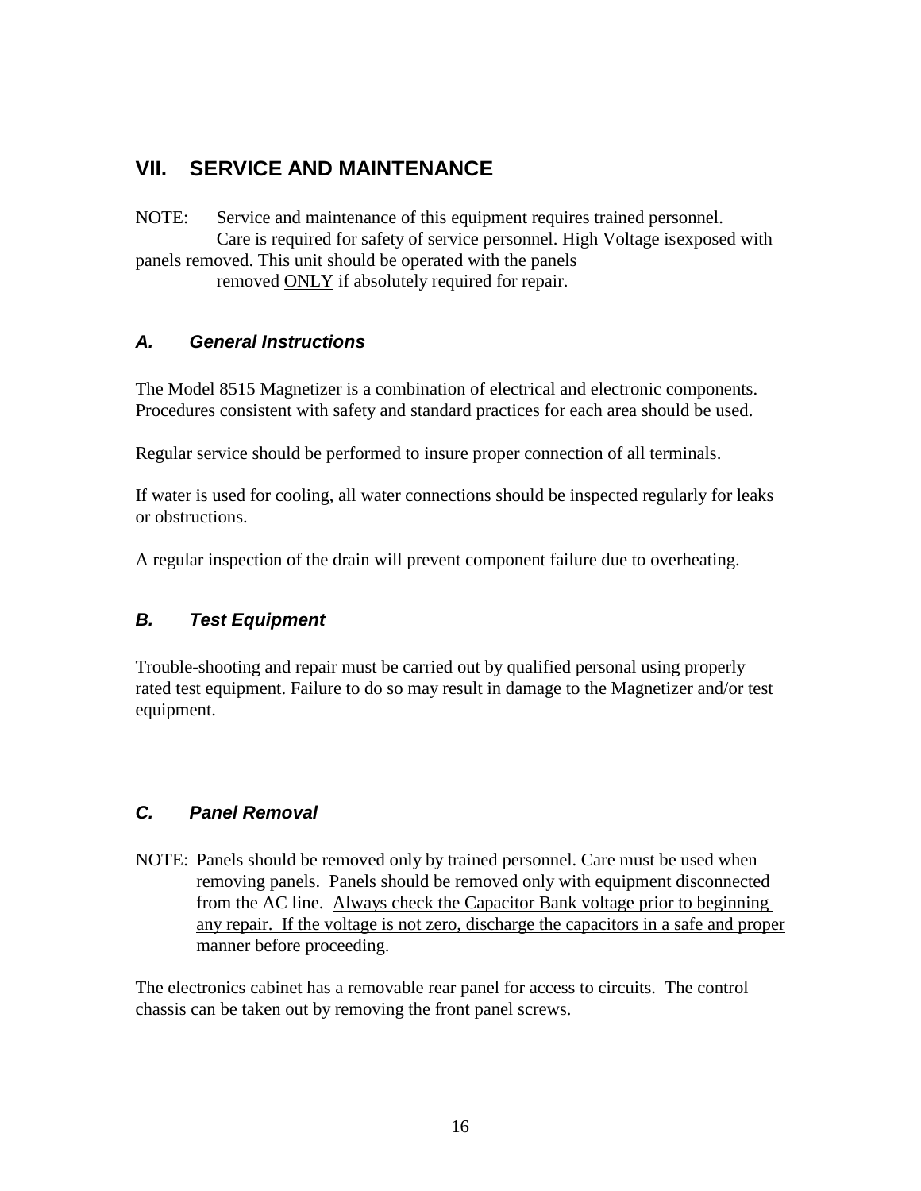## VII. SERVICE AND MAINTENANCE

NOTE: Service and maintenance of this equipment requires trained personnel. Care is required for safety of service personnel. High Voltage isexposed with panels removed. This unit should be operated with the panels removed <u>ONLY</u> if absolutely required for repair.

### *A. General Instructions*

The Model 8515 Magnetizer is a combination of electrical and electronic components. Procedures consistent with safety and standard practices for each area should be used.

Regular service should be performed to insure proper connection of all terminals.

If water is used for cooling, all water connections should be inspected regularly for leaks or obstructions.

A regular inspection of the drain will prevent component failure due to overheating.

### *B. Test Equipment*

Trouble-shooting and repair must be carried out by qualified personal using properly rated test equipment. Failure to do so may result in damage to the Magnetizer and/or test equipment.

### *C. Panel Removal*

NOTE: Panels should be removed only by trained personnel. Care must be used when removing panels. Panels should be removed only with equipment disconnected from the AC line. <u>Always check the Capacitor Bank voltage prior to beginning any repair. If the voltage is not zero, discharge the capacitors in a safe and proper manner before proceeding.</u>

The electronics cabinet has a removable rear panel for access to circuits. The control chassis can be taken out by removing the front panel screws.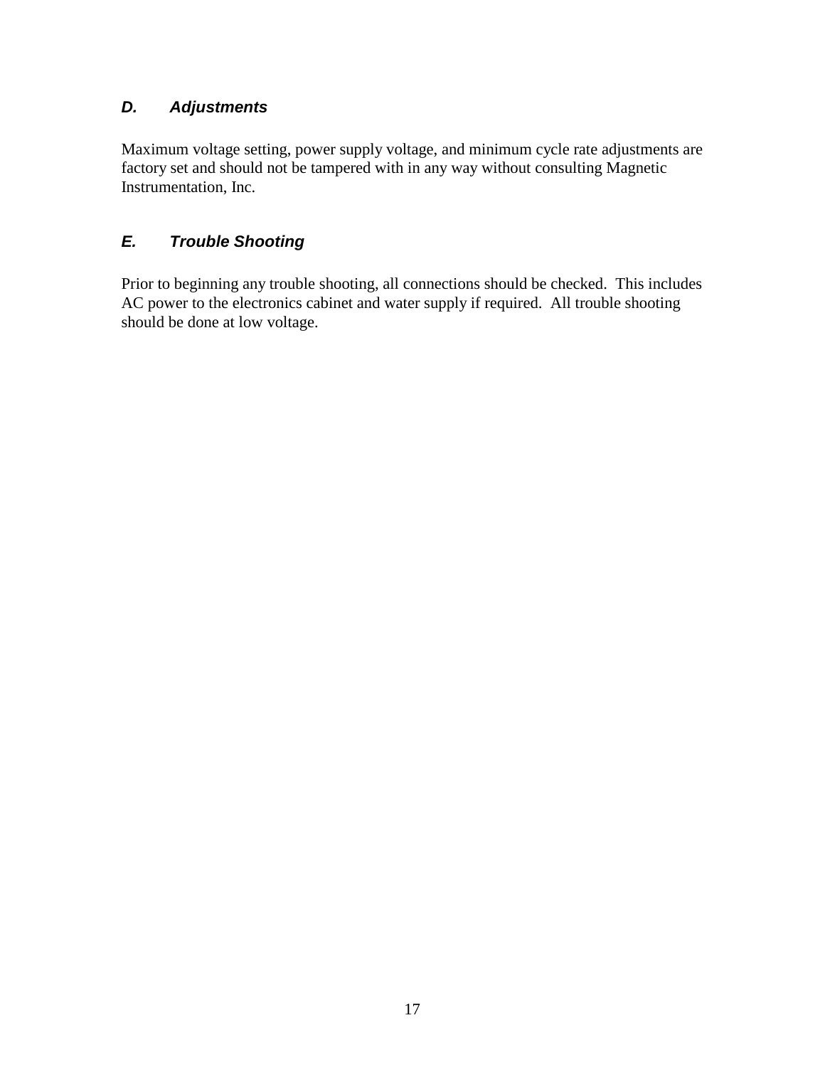### *D. Adjustments*

Maximum voltage setting, power supply voltage, and minimum cycle rate adjustments are factory set and should not be tampered with in any way without consulting Magnetic Instrumentation, Inc.

### *E. Trouble Shooting*

Prior to beginning any trouble shooting, all connections should be checked. This includes AC power to the electronics cabinet and water supply if required. All trouble shooting should be done at low voltage.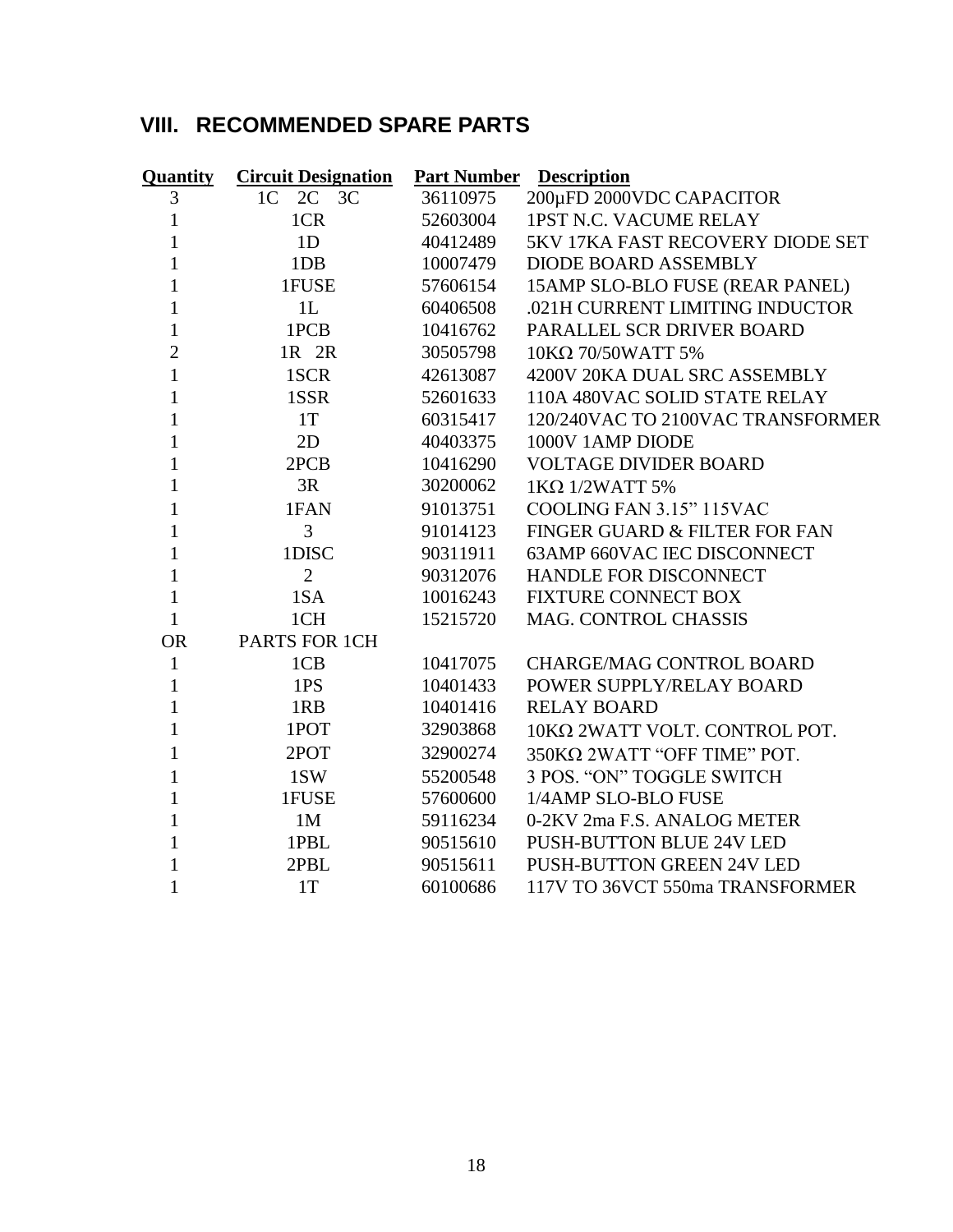## VIII. RECOMMENDED SPARE PARTS

| Quantity | Circuit Designation | Part Number | Description |
|---|---|---|---|
| 3 | 1C 2C 3C | 36110975 | 200µFD 2000VDC CAPACITOR |
| 1 | 1CR | 52603004 | 1PST N.C. VACUME RELAY |
| 1 | 1D | 40412489 | 5KV 17KA FAST RECOVERY DIODE SET |
| 1 | 1DB | 10007479 | DIODE BOARD ASSEMBLY |
| 1 | 1FUSE | 57606154 | 15AMP SLO-BLO FUSE (REAR PANEL) |
| 1 | 1L | 60406508 | .021H CURRENT LIMITING INDUCTOR |
| 1 | 1PCB | 10416762 | PARALLEL SCR DRIVER BOARD |
| 2 | 1R 2R | 30505798 | 10KΩ 70/50WATT 5% |
| 1 | 1SCR | 42613087 | 4200V 20KA DUAL SRC ASSEMBLY |
| 1 | 1SSR | 52601633 | 110A 480VAC SOLID STATE RELAY |
| 1 | 1T | 60315417 | 120/240VAC TO 2100VAC TRANSFORMER |
| 1 | 2D | 40403375 | 1000V 1AMP DIODE |
| 1 | 2PCB | 10416290 | VOLTAGE DIVIDER BOARD |
| 1 | 3R | 30200062 | 1KΩ 1/2WATT 5% |
| 1 | 1FAN | 91013751 | COOLING FAN 3.15" 115VAC |
| 1 | 3 | 91014123 | FINGER GUARD & FILTER FOR FAN |
| 1 | 1DISC | 90311911 | 63AMP 660VAC IEC DISCONNECT |
| 1 | 2 | 90312076 | HANDLE FOR DISCONNECT |
| 1 | 1SA | 10016243 | FIXTURE CONNECT BOX |
| 1 | 1CH | 15215720 | MAG. CONTROL CHASSIS |
| OR | PARTS FOR 1CH | | |
| 1 | 1CB | 10417075 | CHARGE/MAG CONTROL BOARD |
| 1 | 1PS | 10401433 | POWER SUPPLY/RELAY BOARD |
| 1 | 1RB | 10401416 | RELAY BOARD |
| 1 | 1POT | 32903868 | 10KΩ 2WATT VOLT. CONTROL POT. |
| 1 | 2POT | 32900274 | 350KΩ 2WATT "OFF TIME" POT. |
| 1 | 1SW | 55200548 | 3 POS. "ON" TOGGLE SWITCH |
| 1 | 1FUSE | 57600600 | 1/4AMP SLO-BLO FUSE |
| 1 | 1M | 59116234 | 0-2KV 2ma F.S. ANALOG METER |
| 1 | 1PBL | 90515610 | PUSH-BUTTON BLUE 24V LED |
| 1 | 2PBL | 90515611 | PUSH-BUTTON GREEN 24V LED |
| 1 | 1T | 60100686 | 117V TO 36VCT 550ma TRANSFORMER |